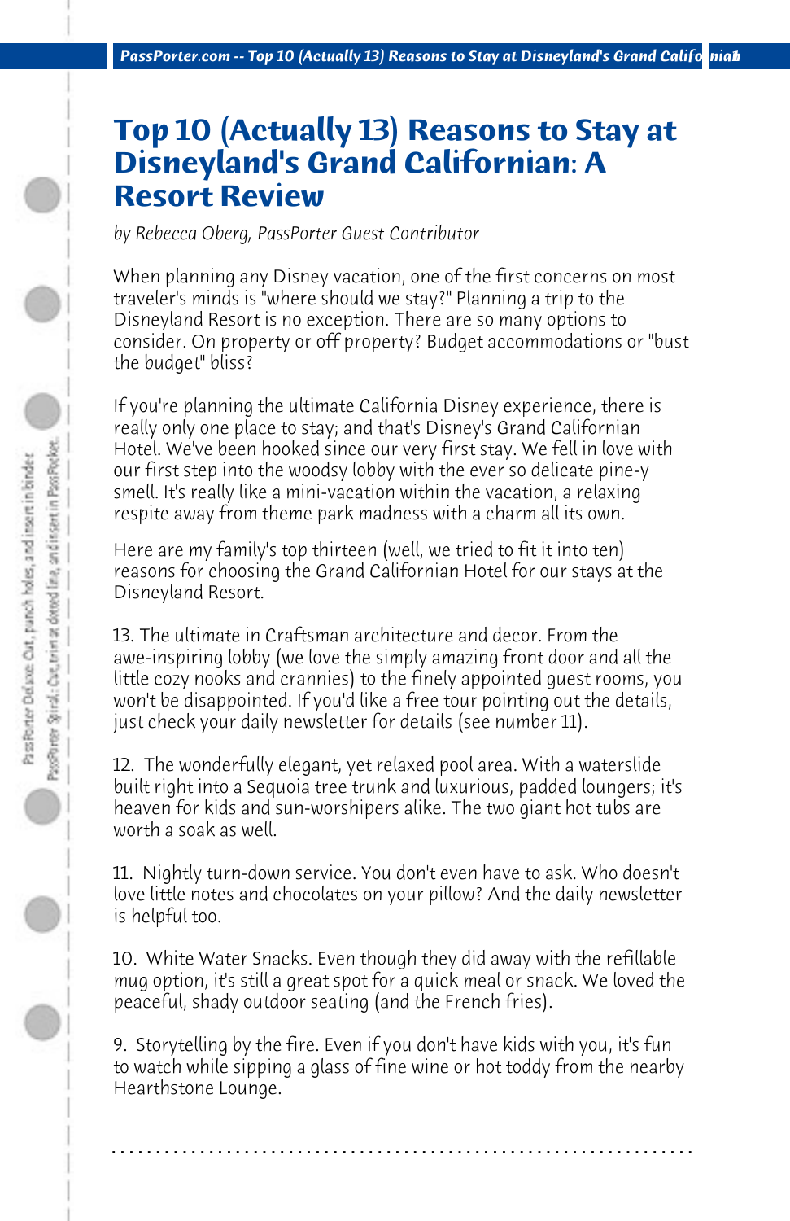# Top 10 (Actually 13) Reasons to Stay at Disneyland's Grand Californian: A Resort Review

*by Rebecca Oberg, PassPorter Guest Contributor*

When planning any Disney vacation, one of the first concerns on most traveler's minds is "where should we stay?" Planning a trip to the Disneyland Resort is no exception. There are so many options to consider. On property or off property? Budget accommodations or "bust the budget" bliss?

If you're planning the ultimate California Disney experience, there is really only one place to stay; and that's Disney's Grand Californian Hotel. We've been hooked since our very first stay. We fell in love with our first step into the woodsy lobby with the ever so delicate pine-y smell. It's really like a mini-vacation within the vacation, a relaxing respite away from theme park madness with a charm all its own.

Here are my family's top thirteen (well, we tried to fit it into ten) reasons for choosing the Grand Californian Hotel for our stays at the Disneyland Resort.

13. The ultimate in Craftsman architecture and decor. From the awe-inspiring lobby (we love the simply amazing front door and all the little cozy nooks and crannies) to the finely appointed guest rooms, you won't be disappointed. If you'd like a free tour pointing out the details, just check your daily newsletter for details (see number 11).

12. The wonderfully elegant, yet relaxed pool area. With a waterslide built right into a Sequoia tree trunk and luxurious, padded loungers; it's heaven for kids and sun-worshipers alike. The two giant hot tubs are worth a soak as well.

11. Nightly turn-down service. You don't even have to ask. Who doesn't love little notes and chocolates on your pillow? And the daily newsletter is helpful too.

10. White Water Snacks. Even though they did away with the refillable mug option, it's still a great spot for a quick meal or snack. We loved the peaceful, shady outdoor seating (and the French fries).

9. Storytelling by the fire. Even if you don't have kids with you, it's fun to watch while sipping a glass of fine wine or hot toddy from the nearby Hearthstone Lounge.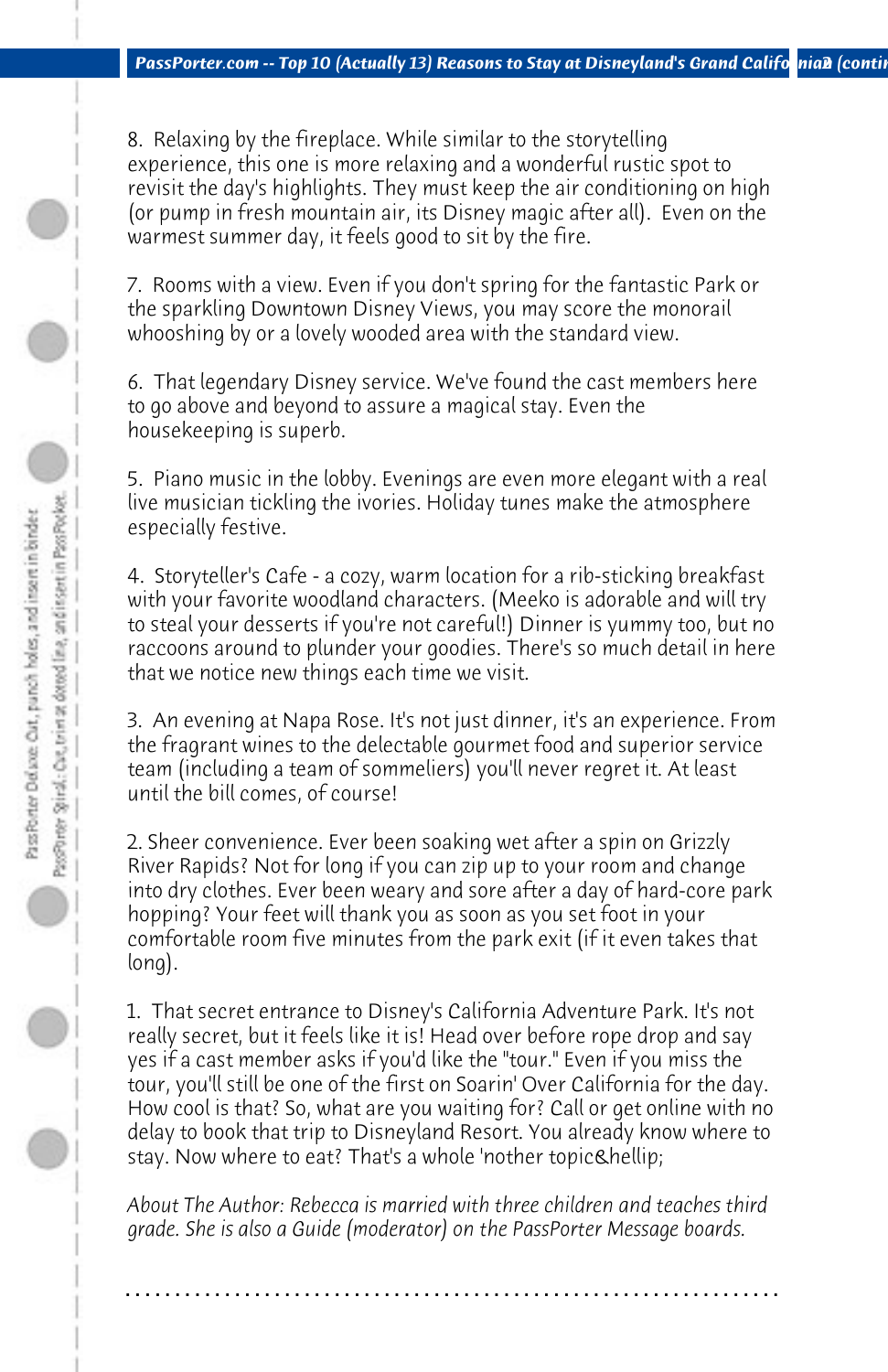8. Relaxing by the fireplace. While similar to the storytelling experience, this one is more relaxing and a wonderful rustic spot to revisit the day's highlights. They must keep the air conditioning on high (or pump in fresh mountain air, its Disney magic after all). Even on the warmest summer day, it feels good to sit by the fire.

7. Rooms with a view. Even if you don't spring for the fantastic Park or the sparkling Downtown Disney Views, you may score the monorail whooshing by or a lovely wooded area with the standard view.

6. That legendary Disney service. We've found the cast members here to go above and beyond to assure a magical stay. Even the housekeeping is superb.

5. Piano music in the lobby. Evenings are even more elegant with a real live musician tickling the ivories. Holiday tunes make the atmosphere especially festive.

4. Storyteller's Cafe - a cozy, warm location for a rib-sticking breakfast with your favorite woodland characters. (Meeko is adorable and will try to steal your desserts if you're not careful!) Dinner is yummy too, but no raccoons around to plunder your goodies. There's so much detail in here that we notice new things each time we visit.

3. An evening at Napa Rose. It's not just dinner, it's an experience. From the fragrant wines to the delectable gourmet food and superior service team (including a team of sommeliers) you'll never regret it. At least until the bill comes, of course!

2. Sheer convenience. Ever been soaking wet after a spin on Grizzly River Rapids? Not for long if you can zip up to your room and change into dry clothes. Ever been weary and sore after a day of hard-core park hopping? Your feet will thank you as soon as you set foot in your comfortable room five minutes from the park exit (if it even takes that long).

1. That secret entrance to Disney's California Adventure Park. It's not really secret, but it feels like it is! Head over before rope drop and say yes if a cast member asks if you'd like the "tour." Even if you miss the tour, you'll still be one of the first on Soarin' Over California for the day. How cool is that? So, what are you waiting for? Call or get online with no delay to book that trip to Disneyland Resort. You already know where to stay. Now where to eat? That's a whole 'nother topic&hellip;

*About The Author: Rebecca is married with three children and teaches third grade. She is also a Guide (moderator) on the PassPorter Message boards.*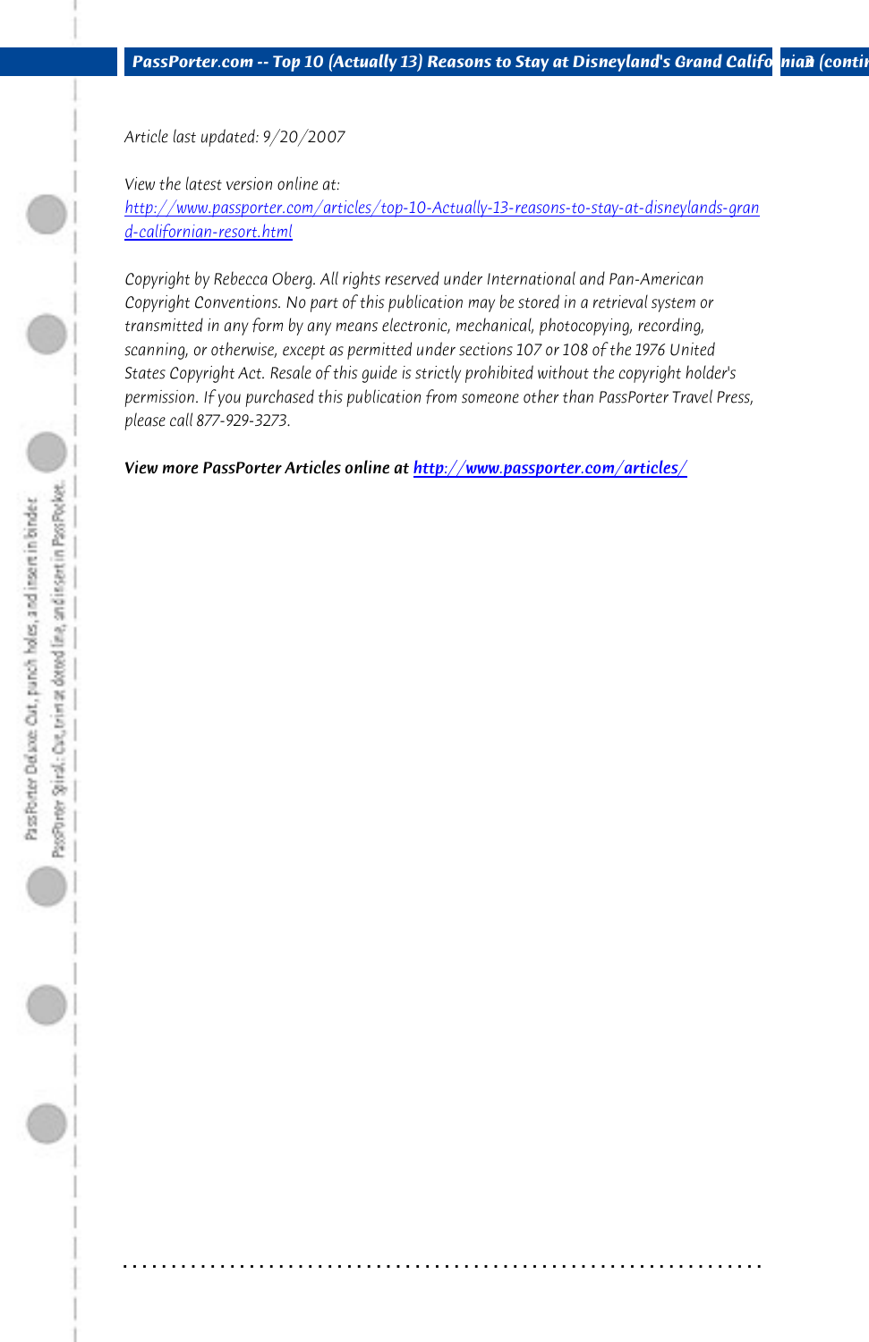*Article last updated: 9/20/2007*

*View the latest version online at:*
*[http://www.passporter.com/articles/top-10-Actually-13-reasons-to-stay-at-disneylands-grand-californian-resort.html](http://www.passporter.com/articles/top-10-Actually-13-reasons-to-stay-at-disneylands-grand-californian-resort.html)*

*Copyright by Rebecca Oberg. All rights reserved under International and Pan-American Copyright Conventions. No part of this publication may be stored in a retrieval system or transmitted in any form by any means electronic, mechanical, photocopying, recording, scanning, or otherwise, except as permitted under sections 107 or 108 of the 1976 United States Copyright Act. Resale of this guide is strictly prohibited without the copyright holder's permission. If you purchased this publication from someone other than PassPorter Travel Press, please call 877-929-3273.*

***View more PassPorter Articles online at [http://www.passporter.com/articles/](http://www.passporter.com/articles/)***